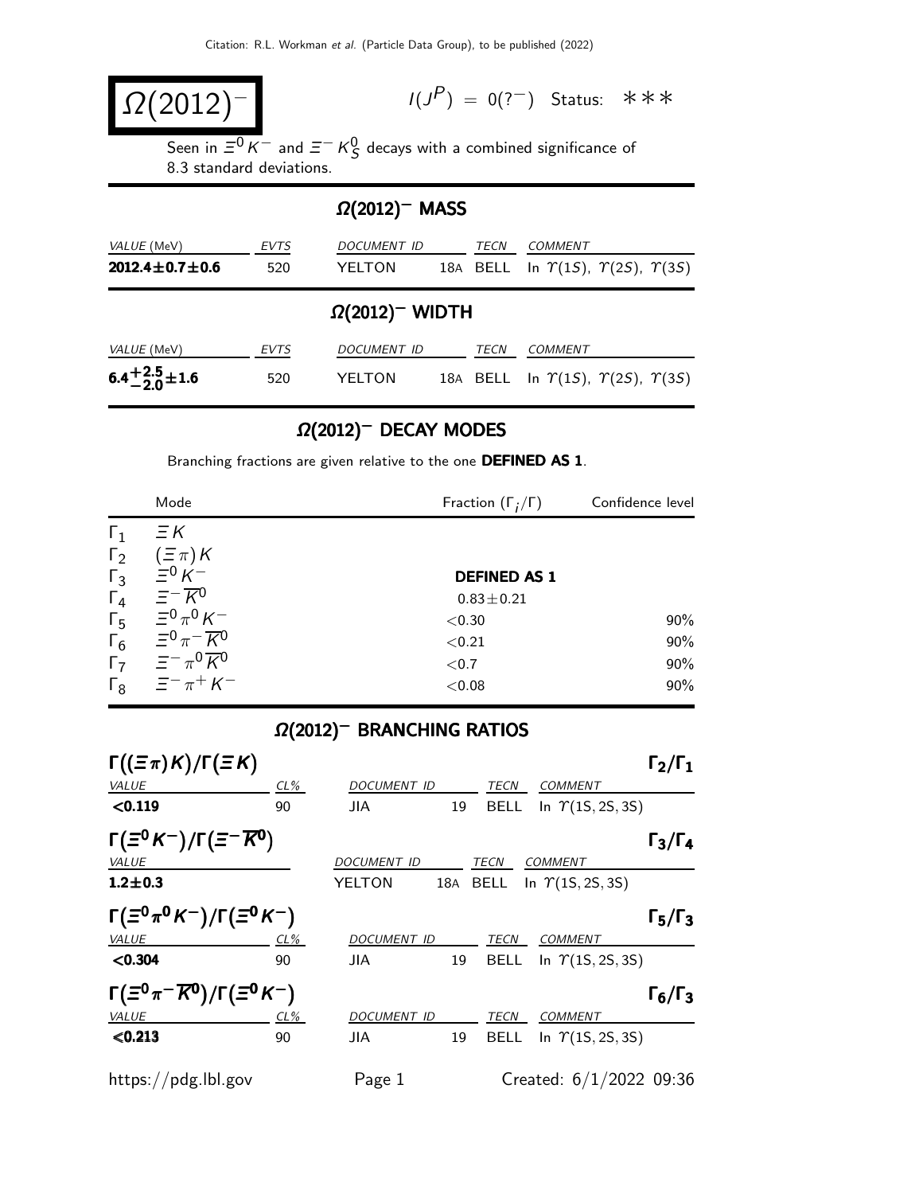# $\Omega(2012)^-$

$I(J^P) = 0(?^-)$ Status: ∗∗∗

Seen in $\Xi^0 K^-$ and $\Xi^- K^0_S$ decays with a combined significance of 8.3 standard deviations.

## $\Omega(2012)^-$ MASS

| *VALUE* (MeV) | *EVTS* | *DOCUMENT ID* | | *TECN* | *COMMENT* |
|---|---|---|---|---|---|
| **$2012.4 \pm 0.7 \pm 0.6$** | 520 | YELTON | 18A | BELL | In $\Upsilon(1S)$, $\Upsilon(2S)$, $\Upsilon(3S)$ |

## $\Omega(2012)^-$ WIDTH

| *VALUE* (MeV) | *EVTS* | *DOCUMENT ID* | | *TECN* | *COMMENT* |
|---|---|---|---|---|---|
| **$6.4^{+2.5}_{-2.0} \pm 1.6$** | 520 | YELTON | 18A | BELL | In $\Upsilon(1S)$, $\Upsilon(2S)$, $\Upsilon(3S)$ |

## $\Omega(2012)^-$ DECAY MODES

Branching fractions are given relative to the one **DEFINED AS 1**.

| | Mode | Fraction ($\Gamma_i/\Gamma$) | Confidence level |
|---|---|---|---|
| $\Gamma_1$ | $\Xi K$ | | |
| $\Gamma_2$ | $(\Xi\pi)K$ | | |
| $\Gamma_3$ | $\Xi^0 K^-$ | **DEFINED AS 1** | |
| $\Gamma_4$ | $\Xi^- \overline{K}^0$ | $0.83 \pm 0.21$ | |
| $\Gamma_5$ | $\Xi^0 \pi^0 K^-$ | $<0.30$ | 90% |
| $\Gamma_6$ | $\Xi^0 \pi^- \overline{K}^0$ | $<0.21$ | 90% |
| $\Gamma_7$ | $\Xi^- \pi^0 \overline{K}^0$ | $<0.7$ | 90% |
| $\Gamma_8$ | $\Xi^- \pi^+ K^-$ | $<0.08$ | 90% |

## $\Omega(2012)^-$ BRANCHING RATIOS

### $\Gamma((\Xi\pi)K)/\Gamma(\Xi K)$ — $\Gamma_2/\Gamma_1$

| *VALUE* | *CL%* | *DOCUMENT ID* | | *TECN* | *COMMENT* |
|---|---|---|---|---|---|
| **$<0.119$** | 90 | JIA | 19 | BELL | In $\Upsilon(1S, 2S, 3S)$ |

### $\Gamma(\Xi^0 K^-)/\Gamma(\Xi^- \overline{K}^0)$ — $\Gamma_3/\Gamma_4$

| *VALUE* | *DOCUMENT ID* | | *TECN* | *COMMENT* |
|---|---|---|---|---|
| **$1.2 \pm 0.3$** | YELTON | 18A | BELL | In $\Upsilon(1S, 2S, 3S)$ |

### $\Gamma(\Xi^0 \pi^0 K^-)/\Gamma(\Xi^0 K^-)$ — $\Gamma_5/\Gamma_3$

| *VALUE* | *CL%* | *DOCUMENT ID* | | *TECN* | *COMMENT* |
|---|---|---|---|---|---|
| **$<0.304$** | 90 | JIA | 19 | BELL | In $\Upsilon(1S, 2S, 3S)$ |

### $\Gamma(\Xi^0 \pi^- \overline{K}^0)/\Gamma(\Xi^0 K^-)$ — $\Gamma_6/\Gamma_3$

| *VALUE* | *CL%* | *DOCUMENT ID* | | *TECN* | *COMMENT* |
|---|---|---|---|---|---|
| **$<0.213$** | 90 | JIA | 19 | BELL | In $\Upsilon(1S, 2S, 3S)$ |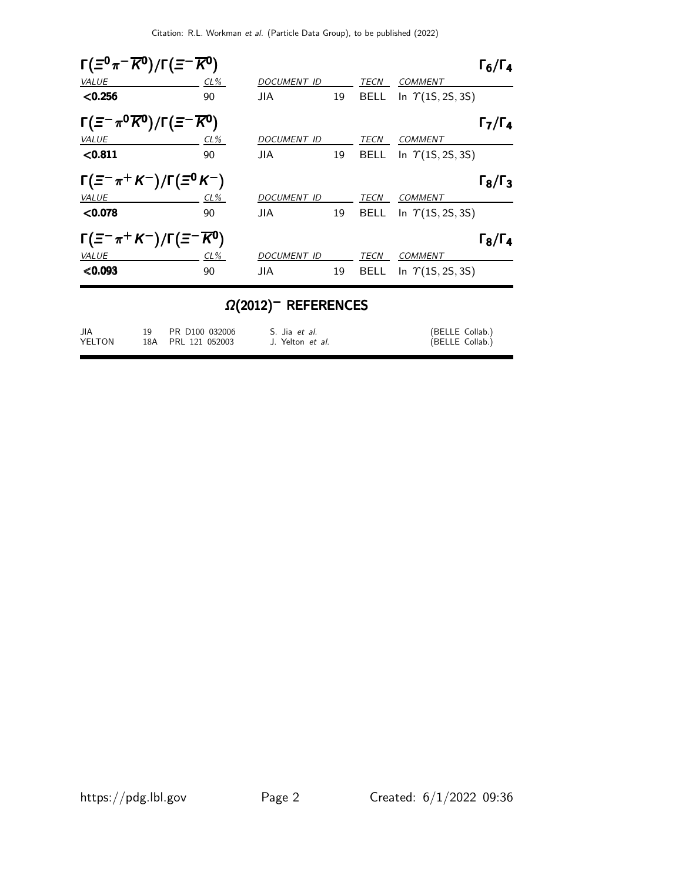### $\Gamma(\Xi^0 \pi^- \overline{K}^0)/\Gamma(\Xi^- \overline{K}^0)$ — $\Gamma_6/\Gamma_4$

| VALUE | CL% | DOCUMENT ID | | TECN | COMMENT |
|---|---|---|---|---|---|
| **<0.256** | 90 | JIA | 19 | BELL | In $\Upsilon(1S, 2S, 3S)$ |

### $\Gamma(\Xi^- \pi^0 \overline{K}^0)/\Gamma(\Xi^- \overline{K}^0)$ — $\Gamma_7/\Gamma_4$

| VALUE | CL% | DOCUMENT ID | | TECN | COMMENT |
|---|---|---|---|---|---|
| **<0.811** | 90 | JIA | 19 | BELL | In $\Upsilon(1S, 2S, 3S)$ |

### $\Gamma(\Xi^- \pi^+ K^-)/\Gamma(\Xi^0 K^-)$ — $\Gamma_8/\Gamma_3$

| VALUE | CL% | DOCUMENT ID | | TECN | COMMENT |
|---|---|---|---|---|---|
| **<0.078** | 90 | JIA | 19 | BELL | In $\Upsilon(1S, 2S, 3S)$ |

### $\Gamma(\Xi^- \pi^+ K^-)/\Gamma(\Xi^- \overline{K}^0)$ — $\Gamma_8/\Gamma_4$

| VALUE | CL% | DOCUMENT ID | | TECN | COMMENT |
|---|---|---|---|---|---|
| **<0.093** | 90 | JIA | 19 | BELL | In $\Upsilon(1S, 2S, 3S)$ |

## $\Omega(2012)^-$ REFERENCES

| | | | | |
|---|---|---|---|---|
| JIA | 19 | PR D100 032006 | S. Jia *et al.* | (BELLE Collab.) |
| YELTON | 18A | PRL 121 052003 | J. Yelton *et al.* | (BELLE Collab.) |